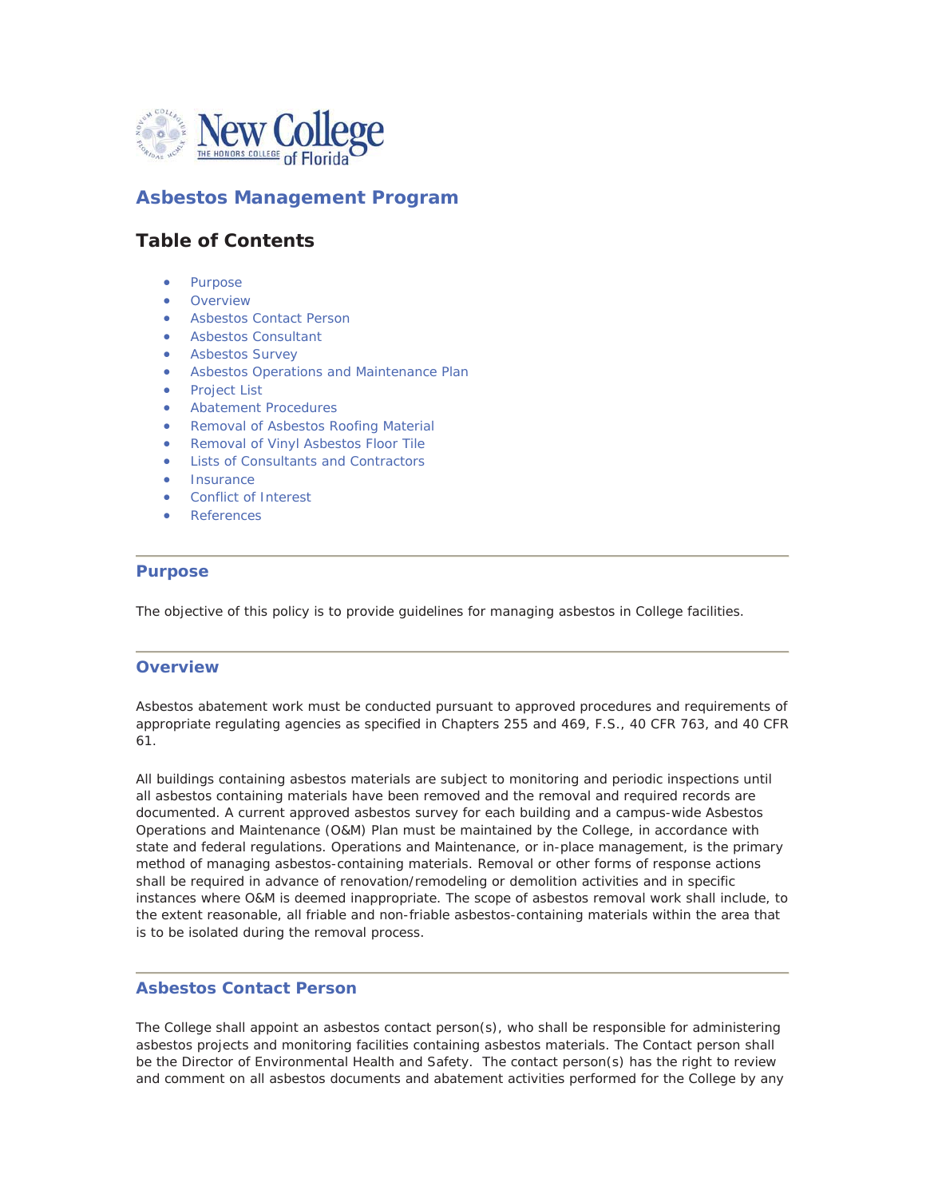New College of Florida
THE HONORS COLLEGE

# Asbestos Management Program

## Table of Contents

- Purpose
- Overview
- Asbestos Contact Person
- Asbestos Consultant
- Asbestos Survey
- Asbestos Operations and Maintenance Plan
- Project List
- Abatement Procedures
- Removal of Asbestos Roofing Material
- Removal of Vinyl Asbestos Floor Tile
- Lists of Consultants and Contractors
- Insurance
- Conflict of Interest
- References

---

## Purpose

The objective of this policy is to provide guidelines for managing asbestos in College facilities.

---

## Overview

Asbestos abatement work must be conducted pursuant to approved procedures and requirements of appropriate regulating agencies as specified in Chapters 255 and 469, F.S., 40 CFR 763, and 40 CFR 61.

All buildings containing asbestos materials are subject to monitoring and periodic inspections until all asbestos containing materials have been removed and the removal and required records are documented. A current approved asbestos survey for each building and a campus-wide Asbestos Operations and Maintenance (O&M) Plan must be maintained by the College, in accordance with state and federal regulations. Operations and Maintenance, or in-place management, is the primary method of managing asbestos-containing materials. Removal or other forms of response actions shall be required in advance of renovation/remodeling or demolition activities and in specific instances where O&M is deemed inappropriate. The scope of asbestos removal work shall include, to the extent reasonable, all friable and non-friable asbestos-containing materials within the area that is to be isolated during the removal process.

---

## Asbestos Contact Person

The College shall appoint an asbestos contact person(s), who shall be responsible for administering asbestos projects and monitoring facilities containing asbestos materials. The Contact person shall be the Director of Environmental Health and Safety. The contact person(s) has the right to review and comment on all asbestos documents and abatement activities performed for the College by any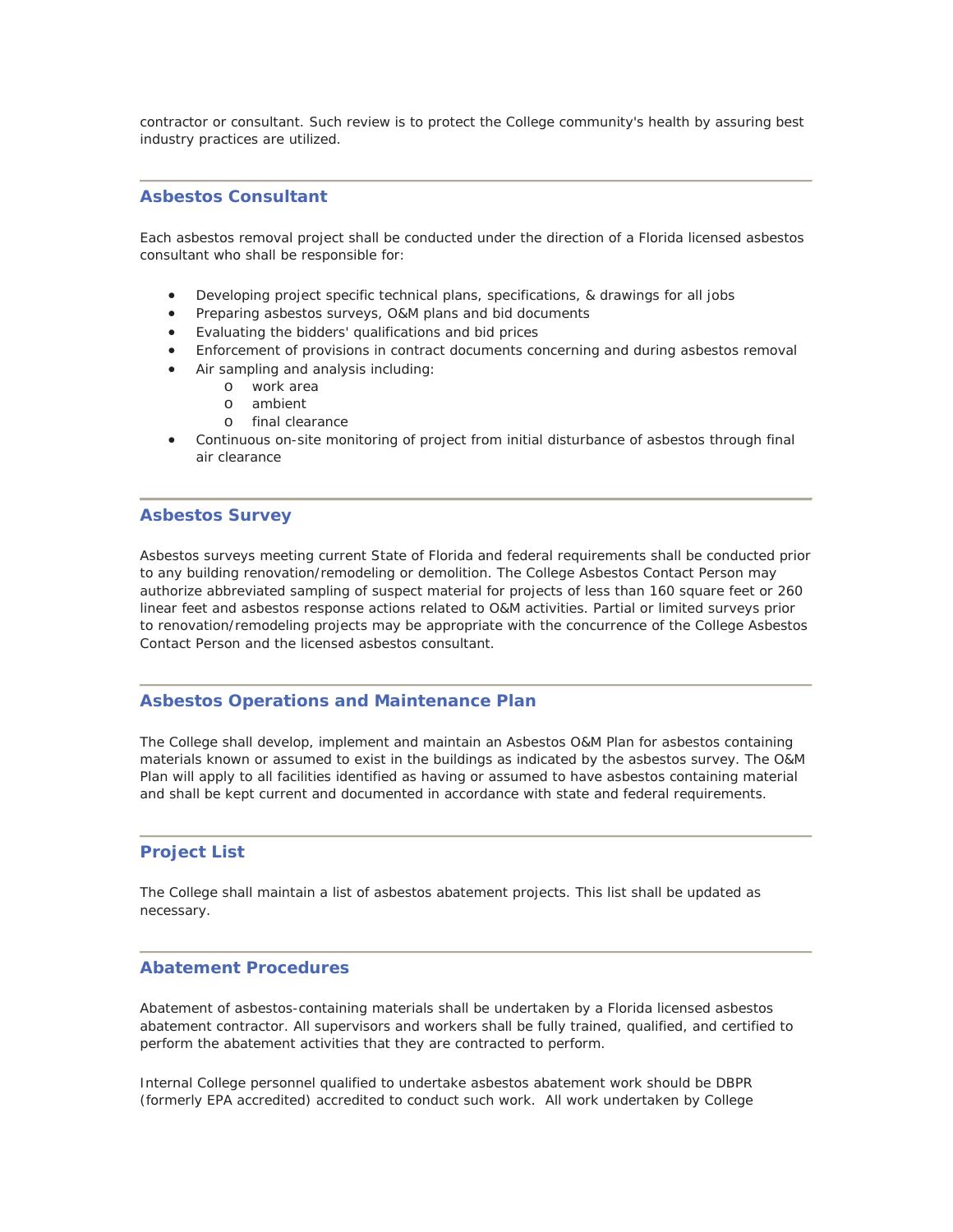contractor or consultant. Such review is to protect the College community's health by assuring best industry practices are utilized.

---

## Asbestos Consultant

Each asbestos removal project shall be conducted under the direction of a Florida licensed asbestos consultant who shall be responsible for:

- Developing project specific technical plans, specifications, & drawings for all jobs
- Preparing asbestos surveys, O&M plans and bid documents
- Evaluating the bidders' qualifications and bid prices
- Enforcement of provisions in contract documents concerning and during asbestos removal
- Air sampling and analysis including:
  - work area
  - ambient
  - final clearance
- Continuous on-site monitoring of project from initial disturbance of asbestos through final air clearance

---

## Asbestos Survey

Asbestos surveys meeting current State of Florida and federal requirements shall be conducted prior to any building renovation/remodeling or demolition. The College Asbestos Contact Person may authorize abbreviated sampling of suspect material for projects of less than 160 square feet or 260 linear feet and asbestos response actions related to O&M activities. Partial or limited surveys prior to renovation/remodeling projects may be appropriate with the concurrence of the College Asbestos Contact Person and the licensed asbestos consultant.

---

## Asbestos Operations and Maintenance Plan

The College shall develop, implement and maintain an Asbestos O&M Plan for asbestos containing materials known or assumed to exist in the buildings as indicated by the asbestos survey. The O&M Plan will apply to all facilities identified as having or assumed to have asbestos containing material and shall be kept current and documented in accordance with state and federal requirements.

---

## Project List

The College shall maintain a list of asbestos abatement projects. This list shall be updated as necessary.

---

## Abatement Procedures

Abatement of asbestos-containing materials shall be undertaken by a Florida licensed asbestos abatement contractor. All supervisors and workers shall be fully trained, qualified, and certified to perform the abatement activities that they are contracted to perform.

Internal College personnel qualified to undertake asbestos abatement work should be DBPR (formerly EPA accredited) accredited to conduct such work. All work undertaken by College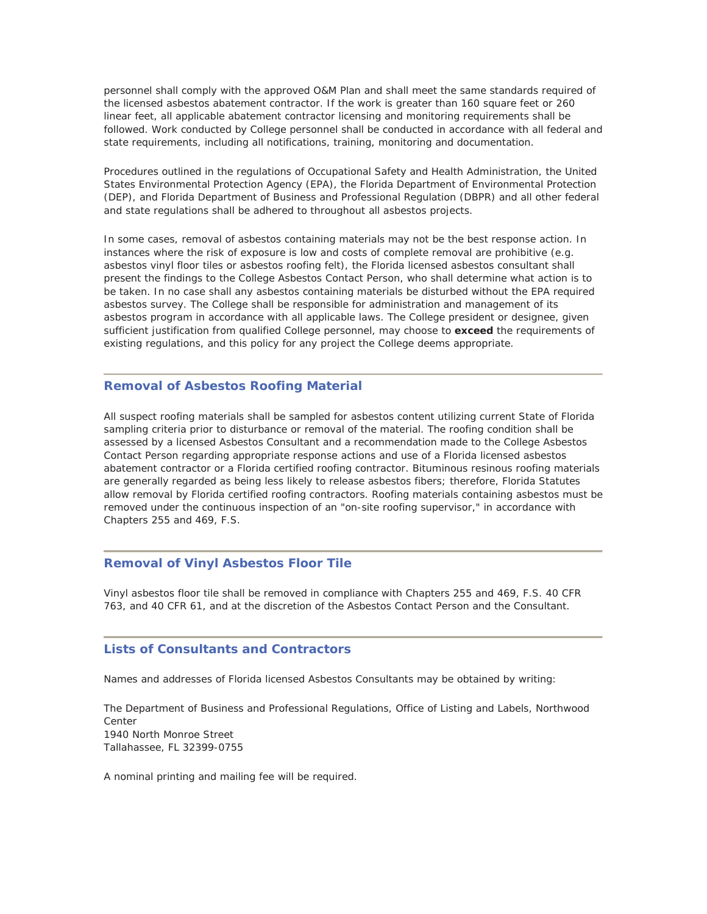personnel shall comply with the approved O&M Plan and shall meet the same standards required of the licensed asbestos abatement contractor. If the work is greater than 160 square feet or 260 linear feet, all applicable abatement contractor licensing and monitoring requirements shall be followed. Work conducted by College personnel shall be conducted in accordance with all federal and state requirements, including all notifications, training, monitoring and documentation.

Procedures outlined in the regulations of Occupational Safety and Health Administration, the United States Environmental Protection Agency (EPA), the Florida Department of Environmental Protection (DEP), and Florida Department of Business and Professional Regulation (DBPR) and all other federal and state regulations shall be adhered to throughout all asbestos projects.

In some cases, removal of asbestos containing materials may not be the best response action. In instances where the risk of exposure is low and costs of complete removal are prohibitive (e.g. asbestos vinyl floor tiles or asbestos roofing felt), the Florida licensed asbestos consultant shall present the findings to the College Asbestos Contact Person, who shall determine what action is to be taken. In no case shall any asbestos containing materials be disturbed without the EPA required asbestos survey. The College shall be responsible for administration and management of its asbestos program in accordance with all applicable laws. The College president or designee, given sufficient justification from qualified College personnel, may choose to **exceed** the requirements of existing regulations, and this policy for any project the College deems appropriate.

## Removal of Asbestos Roofing Material

All suspect roofing materials shall be sampled for asbestos content utilizing current State of Florida sampling criteria prior to disturbance or removal of the material. The roofing condition shall be assessed by a licensed Asbestos Consultant and a recommendation made to the College Asbestos Contact Person regarding appropriate response actions and use of a Florida licensed asbestos abatement contractor or a Florida certified roofing contractor. Bituminous resinous roofing materials are generally regarded as being less likely to release asbestos fibers; therefore, Florida Statutes allow removal by Florida certified roofing contractors. Roofing materials containing asbestos must be removed under the continuous inspection of an "on-site roofing supervisor," in accordance with Chapters 255 and 469, F.S.

## Removal of Vinyl Asbestos Floor Tile

Vinyl asbestos floor tile shall be removed in compliance with Chapters 255 and 469, F.S. 40 CFR 763, and 40 CFR 61, and at the discretion of the Asbestos Contact Person and the Consultant.

## Lists of Consultants and Contractors

Names and addresses of Florida licensed Asbestos Consultants may be obtained by writing:

The Department of Business and Professional Regulations, Office of Listing and Labels, Northwood Center
1940 North Monroe Street
Tallahassee, FL 32399-0755

A nominal printing and mailing fee will be required.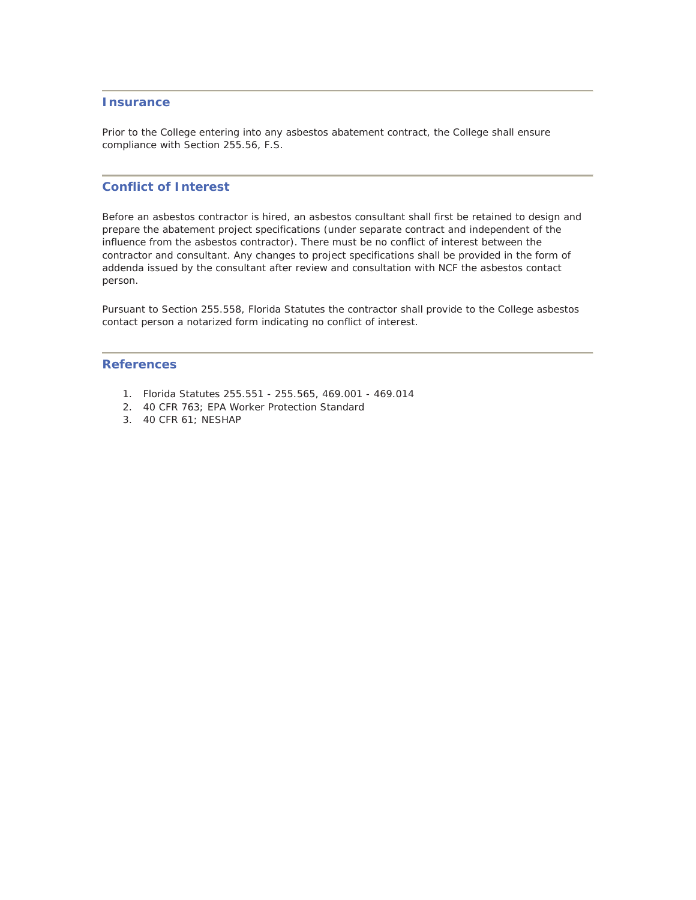## Insurance

Prior to the College entering into any asbestos abatement contract, the College shall ensure compliance with Section 255.56, F.S.

## Conflict of Interest

Before an asbestos contractor is hired, an asbestos consultant shall first be retained to design and prepare the abatement project specifications (under separate contract and independent of the influence from the asbestos contractor). There must be no conflict of interest between the contractor and consultant. Any changes to project specifications shall be provided in the form of addenda issued by the consultant after review and consultation with NCF the asbestos contact person.

Pursuant to Section 255.558, Florida Statutes the contractor shall provide to the College asbestos contact person a notarized form indicating no conflict of interest.

## References

1. Florida Statutes 255.551 - 255.565, 469.001 - 469.014
2. 40 CFR 763; EPA Worker Protection Standard
3. 40 CFR 61; NESHAP